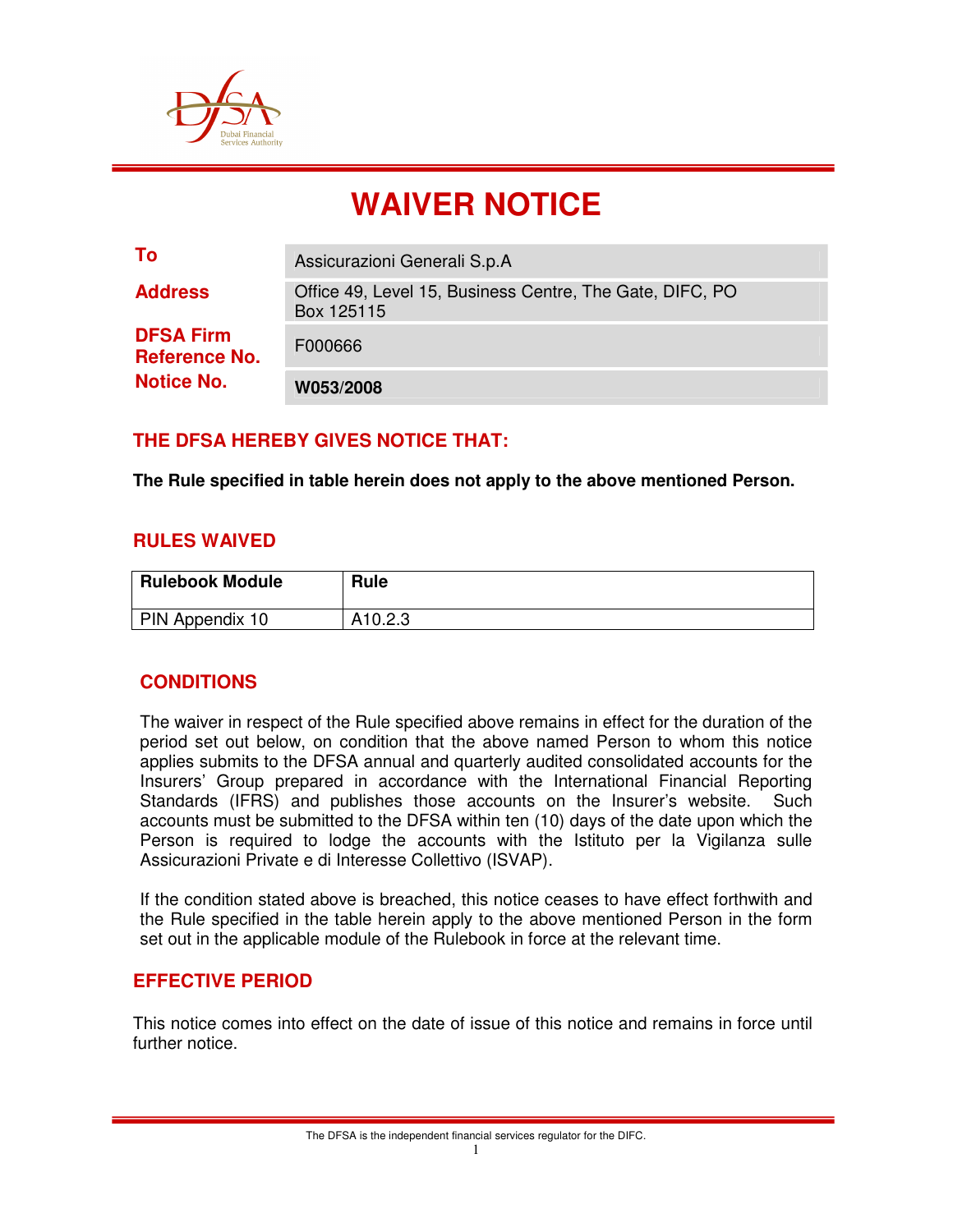# WAIVER NOTICE

| | |
|---|---|
| **To** | Assicurazioni Generali S.p.A |
| **Address** | Office 49, Level 15, Business Centre, The Gate, DIFC, PO Box 125115 |
| **DFSA Firm Reference No.** | F000666 |
| **Notice No.** | **W053/2008** |

## THE DFSA HEREBY GIVES NOTICE THAT:

**The Rule specified in table herein does not apply to the above mentioned Person.**

## RULES WAIVED

| Rulebook Module | Rule |
|---|---|
| PIN Appendix 10 | A10.2.3 |

## CONDITIONS

The waiver in respect of the Rule specified above remains in effect for the duration of the period set out below, on condition that the above named Person to whom this notice applies submits to the DFSA annual and quarterly audited consolidated accounts for the Insurers' Group prepared in accordance with the International Financial Reporting Standards (IFRS) and publishes those accounts on the Insurer's website. Such accounts must be submitted to the DFSA within ten (10) days of the date upon which the Person is required to lodge the accounts with the Istituto per la Vigilanza sulle Assicurazioni Private e di Interesse Collettivo (ISVAP).

If the condition stated above is breached, this notice ceases to have effect forthwith and the Rule specified in the table herein apply to the above mentioned Person in the form set out in the applicable module of the Rulebook in force at the relevant time.

## EFFECTIVE PERIOD

This notice comes into effect on the date of issue of this notice and remains in force until further notice.

The DFSA is the independent financial services regulator for the DIFC.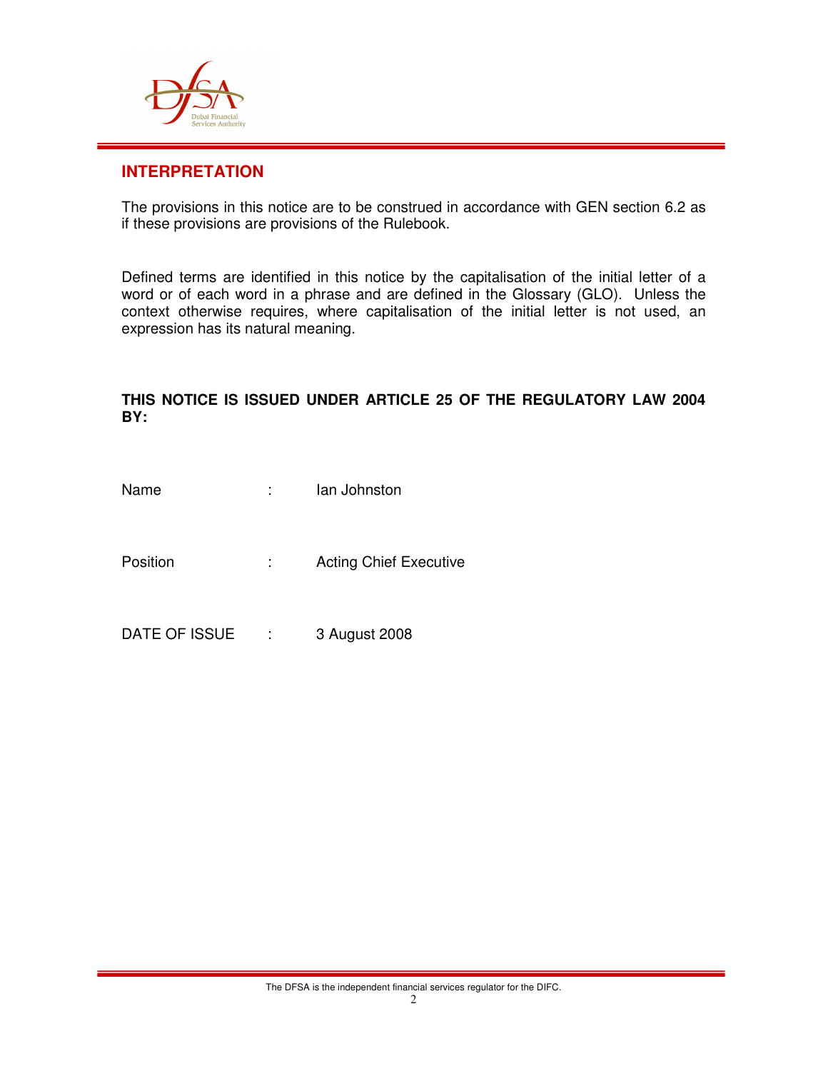## INTERPRETATION

The provisions in this notice are to be construed in accordance with GEN section 6.2 as if these provisions are provisions of the Rulebook.

Defined terms are identified in this notice by the capitalisation of the initial letter of a word or of each word in a phrase and are defined in the Glossary (GLO). Unless the context otherwise requires, where capitalisation of the initial letter is not used, an expression has its natural meaning.

**THIS NOTICE IS ISSUED UNDER ARTICLE 25 OF THE REGULATORY LAW 2004 BY:**

| | | |
|---|---|---|
| Name | : | Ian Johnston |
| Position | : | Acting Chief Executive |
| DATE OF ISSUE | : | 3 August 2008 |

The DFSA is the independent financial services regulator for the DIFC.